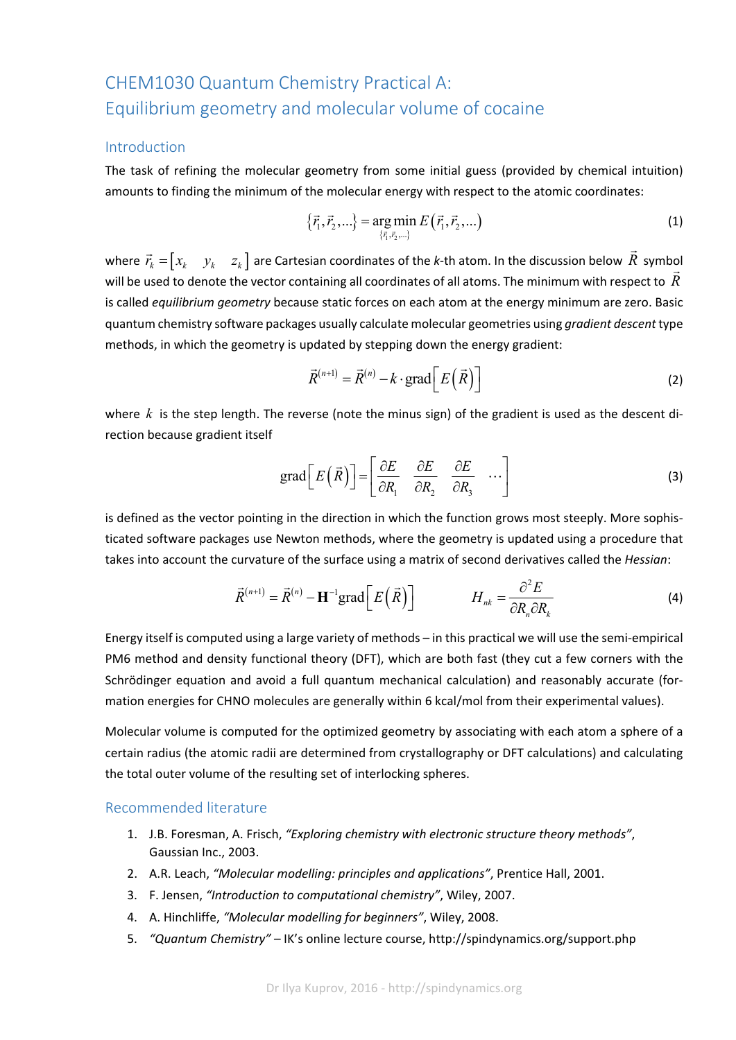# CHEM1030 Quantum Chemistry Practical A: Equilibrium geometry and molecular volume of cocaine

## Introduction

The task of refining the molecular geometry from some initial guess (provided by chemical intuition) amounts to finding the minimum of the molecular energy with respect to the atomic coordinates:

$$\{\vec{r}_1, \vec{r}_2, ...\} = \underset{\{\vec{r}_1, \vec{r}_2, ...\}}{\arg\min} \, E(\vec{r}_1, \vec{r}_2, ...) \tag{1}$$

where $\vec{r}_k = [x_k \quad y_k \quad z_k]$ are Cartesian coordinates of the *k*-th atom. In the discussion below $\vec{R}$ symbol will be used to denote the vector containing all coordinates of all atoms. The minimum with respect to $\vec{R}$ is called *equilibrium geometry* because static forces on each atom at the energy minimum are zero. Basic quantum chemistry software packages usually calculate molecular geometries using *gradient descent* type methods, in which the geometry is updated by stepping down the energy gradient:

$$\vec{R}^{(n+1)} = \vec{R}^{(n)} - k \cdot \mathrm{grad}\left[E(\vec{R})\right] \tag{2}$$

where $k$ is the step length. The reverse (note the minus sign) of the gradient is used as the descent direction because gradient itself

$$\mathrm{grad}\left[E(\vec{R})\right] = \begin{bmatrix} \dfrac{\partial E}{\partial R_1} & \dfrac{\partial E}{\partial R_2} & \dfrac{\partial E}{\partial R_3} & \cdots \end{bmatrix} \tag{3}$$

is defined as the vector pointing in the direction in which the function grows most steeply. More sophisticated software packages use Newton methods, where the geometry is updated using a procedure that takes into account the curvature of the surface using a matrix of second derivatives called the *Hessian*:

$$\vec{R}^{(n+1)} = \vec{R}^{(n)} - \mathbf{H}^{-1}\mathrm{grad}\left[E(\vec{R})\right] \qquad H_{nk} = \frac{\partial^2 E}{\partial R_n \partial R_k} \tag{4}$$

Energy itself is computed using a large variety of methods – in this practical we will use the semi-empirical PM6 method and density functional theory (DFT), which are both fast (they cut a few corners with the Schrödinger equation and avoid a full quantum mechanical calculation) and reasonably accurate (formation energies for CHNO molecules are generally within 6 kcal/mol from their experimental values).

Molecular volume is computed for the optimized geometry by associating with each atom a sphere of a certain radius (the atomic radii are determined from crystallography or DFT calculations) and calculating the total outer volume of the resulting set of interlocking spheres.

## Recommended literature

1. J.B. Foresman, A. Frisch, *"Exploring chemistry with electronic structure theory methods"*, Gaussian Inc., 2003.
2. A.R. Leach, *"Molecular modelling: principles and applications"*, Prentice Hall, 2001.
3. F. Jensen, *"Introduction to computational chemistry"*, Wiley, 2007.
4. A. Hinchliffe, *"Molecular modelling for beginners"*, Wiley, 2008.
5. *"Quantum Chemistry"* – IK's online lecture course, http://spindynamics.org/support.php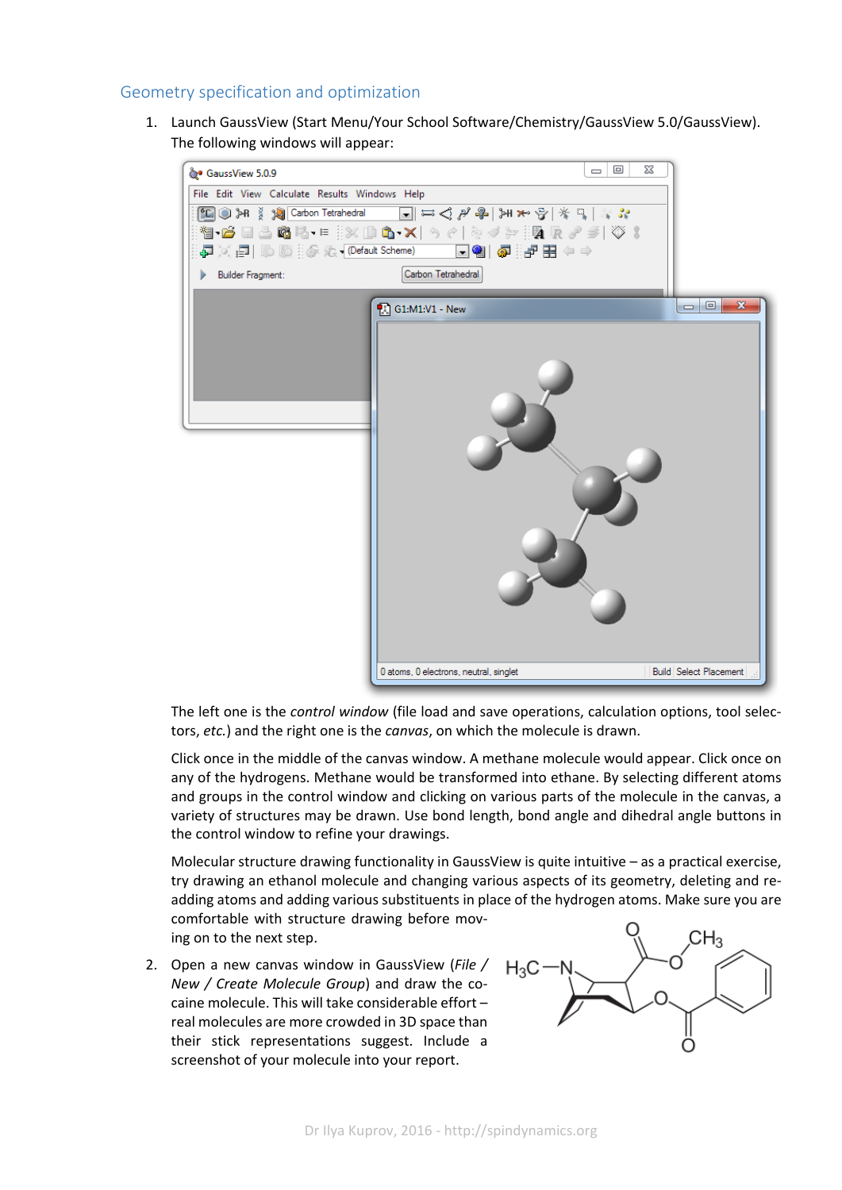## Geometry specification and optimization

1. Launch GaussView (Start Menu/Your School Software/Chemistry/GaussView 5.0/GaussView). The following windows will appear:

   The left one is the *control window* (file load and save operations, calculation options, tool selectors, *etc.*) and the right one is the *canvas*, on which the molecule is drawn.

   Click once in the middle of the canvas window. A methane molecule would appear. Click once on any of the hydrogens. Methane would be transformed into ethane. By selecting different atoms and groups in the control window and clicking on various parts of the molecule in the canvas, a variety of structures may be drawn. Use bond length, bond angle and dihedral angle buttons in the control window to refine your drawings.

   Molecular structure drawing functionality in GaussView is quite intuitive – as a practical exercise, try drawing an ethanol molecule and changing various aspects of its geometry, deleting and re-adding atoms and adding various substituents in place of the hydrogen atoms. Make sure you are comfortable with structure drawing before moving on to the next step.

2. Open a new canvas window in GaussView (*File / New / Create Molecule Group*) and draw the cocaine molecule. This will take considerable effort – real molecules are more crowded in 3D space than their stick representations suggest. Include a screenshot of your molecule into your report.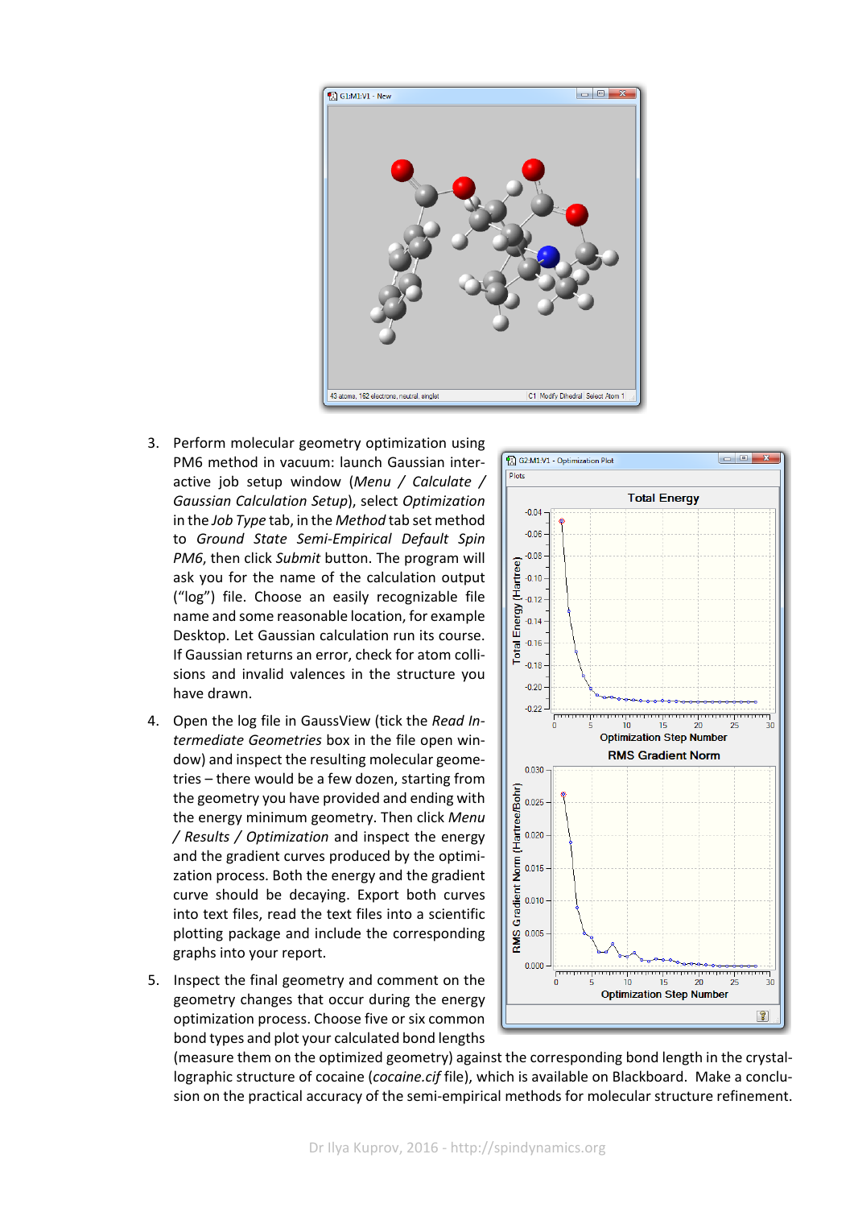3. Perform molecular geometry optimization using PM6 method in vacuum: launch Gaussian interactive job setup window (*Menu / Calculate / Gaussian Calculation Setup*), select *Optimization* in the *Job Type* tab, in the *Method* tab set method to *Ground State Semi-Empirical Default Spin PM6*, then click *Submit* button. The program will ask you for the name of the calculation output ("log") file. Choose an easily recognizable file name and some reasonable location, for example Desktop. Let Gaussian calculation run its course. If Gaussian returns an error, check for atom collisions and invalid valences in the structure you have drawn.

4. Open the log file in GaussView (tick the *Read Intermediate Geometries* box in the file open window) and inspect the resulting molecular geometries – there would be a few dozen, starting from the geometry you have provided and ending with the energy minimum geometry. Then click *Menu / Results / Optimization* and inspect the energy and the gradient curves produced by the optimization process. Both the energy and the gradient curve should be decaying. Export both curves into text files, read the text files into a scientific plotting package and include the corresponding graphs into your report.

5. Inspect the final geometry and comment on the geometry changes that occur during the energy optimization process. Choose five or six common bond types and plot your calculated bond lengths (measure them on the optimized geometry) against the corresponding bond length in the crystallographic structure of cocaine (*cocaine.cif* file), which is available on Blackboard. Make a conclusion on the practical accuracy of the semi-empirical methods for molecular structure refinement.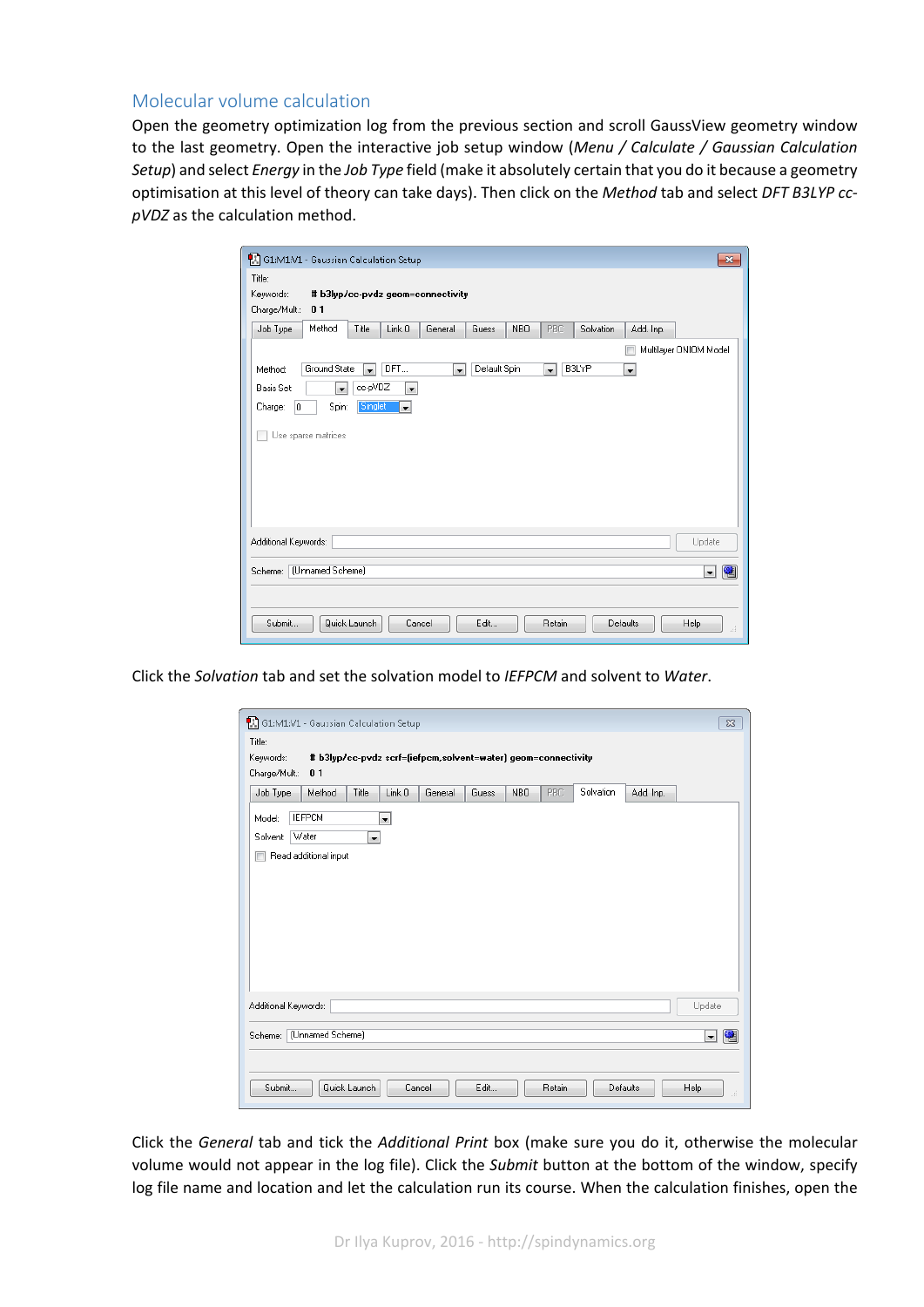## Molecular volume calculation

Open the geometry optimization log from the previous section and scroll GaussView geometry window to the last geometry. Open the interactive job setup window (*Menu / Calculate / Gaussian Calculation Setup*) and select *Energy* in the *Job Type* field (make it absolutely certain that you do it because a geometry optimisation at this level of theory can take days). Then click on the *Method* tab and select *DFT B3LYP cc-pVDZ* as the calculation method.

Click the *Solvation* tab and set the solvation model to *IEFPCM* and solvent to *Water*.

Click the *General* tab and tick the *Additional Print* box (make sure you do it, otherwise the molecular volume would not appear in the log file). Click the *Submit* button at the bottom of the window, specify log file name and location and let the calculation run its course. When the calculation finishes, open the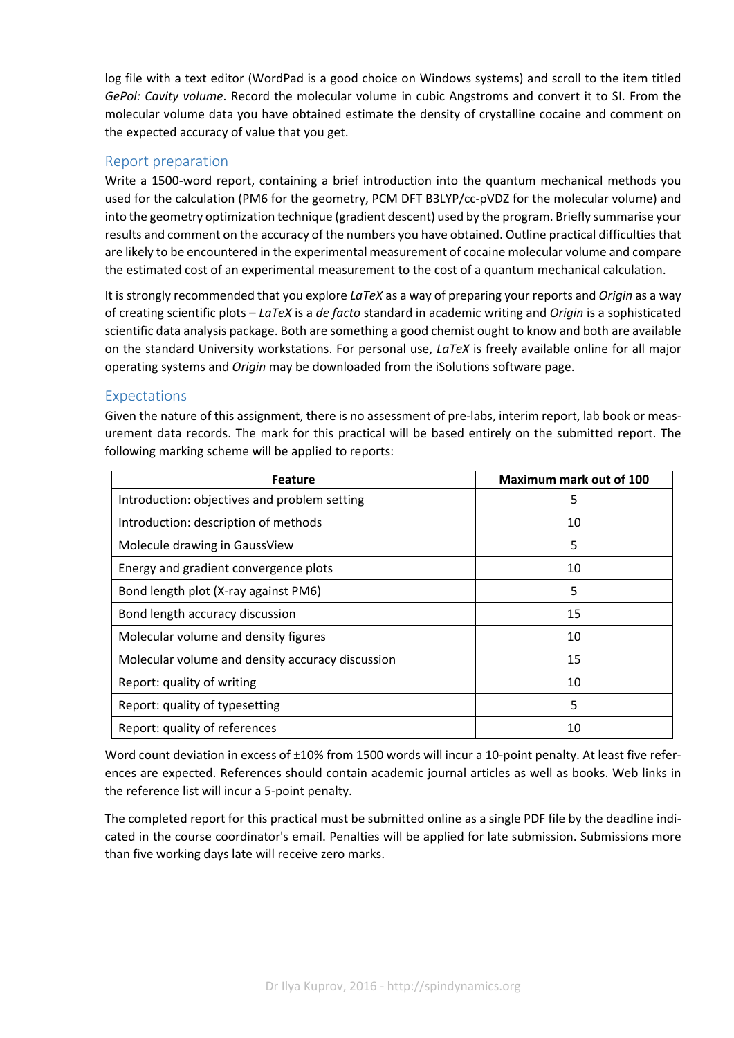log file with a text editor (WordPad is a good choice on Windows systems) and scroll to the item titled *GePol: Cavity volume*. Record the molecular volume in cubic Angstroms and convert it to SI. From the molecular volume data you have obtained estimate the density of crystalline cocaine and comment on the expected accuracy of value that you get.

## Report preparation

Write a 1500-word report, containing a brief introduction into the quantum mechanical methods you used for the calculation (PM6 for the geometry, PCM DFT B3LYP/cc-pVDZ for the molecular volume) and into the geometry optimization technique (gradient descent) used by the program. Briefly summarise your results and comment on the accuracy of the numbers you have obtained. Outline practical difficulties that are likely to be encountered in the experimental measurement of cocaine molecular volume and compare the estimated cost of an experimental measurement to the cost of a quantum mechanical calculation.

It is strongly recommended that you explore *LaTeX* as a way of preparing your reports and *Origin* as a way of creating scientific plots – *LaTeX* is a *de facto* standard in academic writing and *Origin* is a sophisticated scientific data analysis package. Both are something a good chemist ought to know and both are available on the standard University workstations. For personal use, *LaTeX* is freely available online for all major operating systems and *Origin* may be downloaded from the iSolutions software page.

## Expectations

Given the nature of this assignment, there is no assessment of pre-labs, interim report, lab book or measurement data records. The mark for this practical will be based entirely on the submitted report. The following marking scheme will be applied to reports:

| Feature | Maximum mark out of 100 |
|---|---|
| Introduction: objectives and problem setting | 5 |
| Introduction: description of methods | 10 |
| Molecule drawing in GaussView | 5 |
| Energy and gradient convergence plots | 10 |
| Bond length plot (X-ray against PM6) | 5 |
| Bond length accuracy discussion | 15 |
| Molecular volume and density figures | 10 |
| Molecular volume and density accuracy discussion | 15 |
| Report: quality of writing | 10 |
| Report: quality of typesetting | 5 |
| Report: quality of references | 10 |

Word count deviation in excess of ±10% from 1500 words will incur a 10-point penalty. At least five references are expected. References should contain academic journal articles as well as books. Web links in the reference list will incur a 5-point penalty.

The completed report for this practical must be submitted online as a single PDF file by the deadline indicated in the course coordinator's email. Penalties will be applied for late submission. Submissions more than five working days late will receive zero marks.